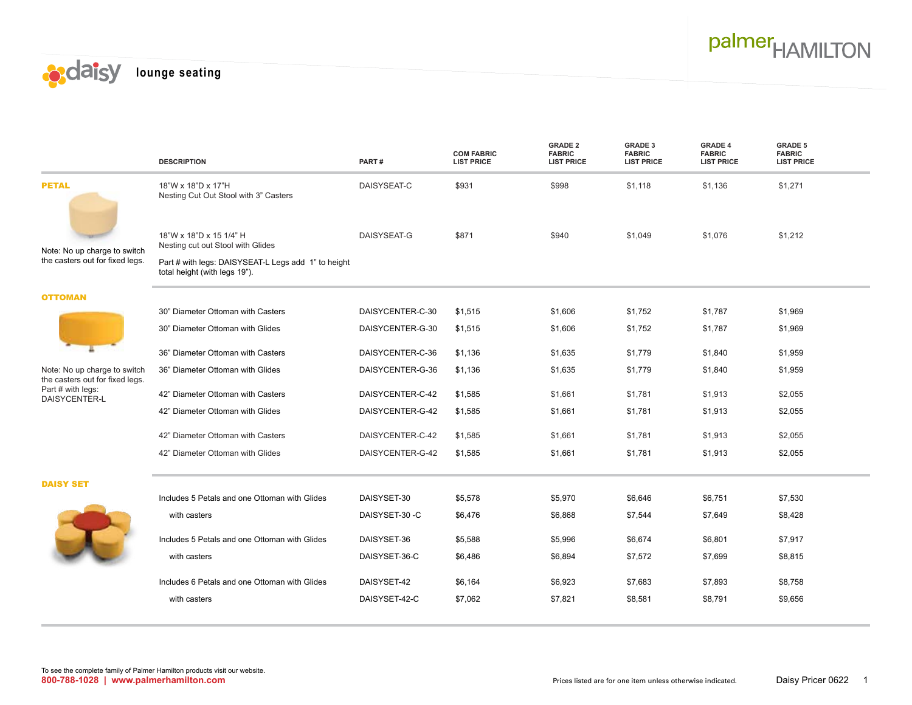# daisy lounge seating

palmer HAMILTON

| | DESCRIPTION | PART # | COM FABRIC LIST PRICE | GRADE 2 FABRIC LIST PRICE | GRADE 3 FABRIC LIST PRICE | GRADE 4 FABRIC LIST PRICE | GRADE 5 FABRIC LIST PRICE |
|---|---|---|---|---|---|---|---|
| **PETAL** | 18"W x 18"D x 17"H Nesting Cut Out Stool with 3" Casters | DAISYSEAT-C | $931 | $998 | $1,118 | $1,136 | $1,271 |
| Note: No up charge to switch the casters out for fixed legs. | 18"W x 18"D x 15 1/4" H Nesting cut out Stool with Glides | DAISYSEAT-G | $871 | $940 | $1,049 | $1,076 | $1,212 |
| | Part # with legs: DAISYSEAT-L Legs add 1" to height total height (with legs 19"). | | | | | | |
| **OTTOMAN** | 30" Diameter Ottoman with Casters | DAISYCENTER-C-30 | $1,515 | $1,606 | $1,752 | $1,787 | $1,969 |
| | 30" Diameter Ottoman with Glides | DAISYCENTER-G-30 | $1,515 | $1,606 | $1,752 | $1,787 | $1,969 |
| | 36" Diameter Ottoman with Casters | DAISYCENTER-C-36 | $1,136 | $1,635 | $1,779 | $1,840 | $1,959 |
| Note: No up charge to switch the casters out for fixed legs. Part # with legs: DAISYCENTER-L | 36" Diameter Ottoman with Glides | DAISYCENTER-G-36 | $1,136 | $1,635 | $1,779 | $1,840 | $1,959 |
| | 42" Diameter Ottoman with Casters | DAISYCENTER-C-42 | $1,585 | $1,661 | $1,781 | $1,913 | $2,055 |
| | 42" Diameter Ottoman with Glides | DAISYCENTER-G-42 | $1,585 | $1,661 | $1,781 | $1,913 | $2,055 |
| | 42" Diameter Ottoman with Casters | DAISYCENTER-C-42 | $1,585 | $1,661 | $1,781 | $1,913 | $2,055 |
| | 42" Diameter Ottoman with Glides | DAISYCENTER-G-42 | $1,585 | $1,661 | $1,781 | $1,913 | $2,055 |
| **DAISY SET** | Includes 5 Petals and one Ottoman with Glides | DAISYSET-30 | $5,578 | $5,970 | $6,646 | $6,751 | $7,530 |
| | with casters | DAISYSET-30 -C | $6,476 | $6,868 | $7,544 | $7,649 | $8,428 |
| | Includes 5 Petals and one Ottoman with Glides | DAISYSET-36 | $5,588 | $5,996 | $6,674 | $6,801 | $7,917 |
| | with casters | DAISYSET-36-C | $6,486 | $6,894 | $7,572 | $7,699 | $8,815 |
| | Includes 6 Petals and one Ottoman with Glides | DAISYSET-42 | $6,164 | $6,923 | $7,683 | $7,893 | $8,758 |
| | with casters | DAISYSET-42-C | $7,062 | $7,821 | $8,581 | $8,791 | $9,656 |

To see the complete family of Palmer Hamilton products visit our website.

**800-788-1028 | www.palmerhamilton.com**

Prices listed are for one item unless otherwise indicated.

Daisy Pricer 0622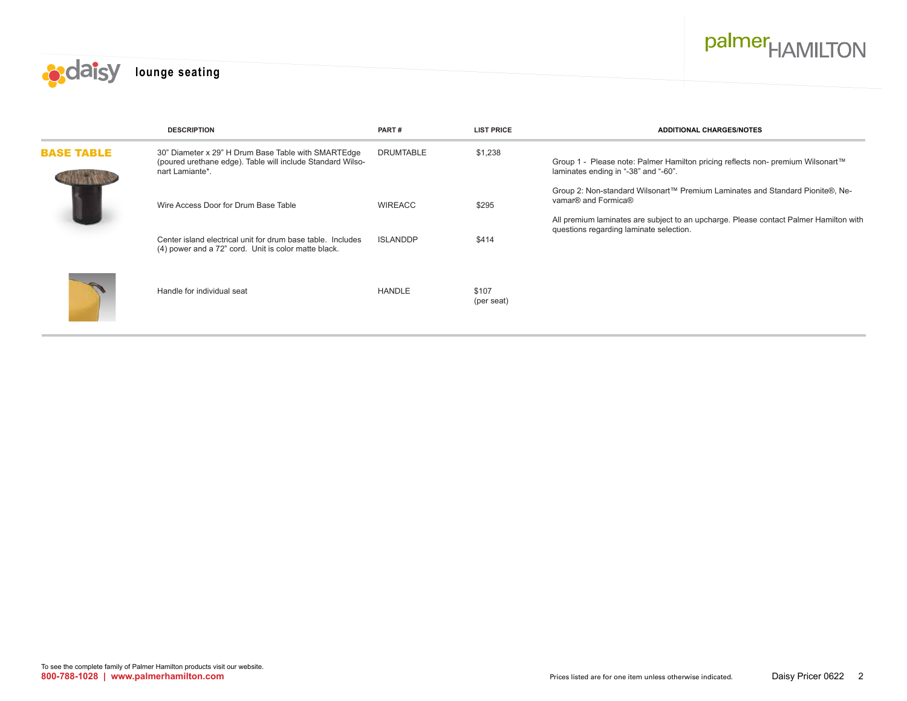# lounge seating

| | DESCRIPTION | PART # | LIST PRICE | ADDITIONAL CHARGES/NOTES |
|---|---|---|---|---|
| **BASE TABLE** | 30" Diameter x 29" H Drum Base Table with SMARTEdge (poured urethane edge). Table will include Standard Wilsonart Lamiante*. | DRUMTABLE | $1,238 | Group 1 - Please note: Palmer Hamilton pricing reflects non- premium Wilsonart™ laminates ending in "-38" and "-60". Group 2: Non-standard Wilsonart™ Premium Laminates and Standard Pionite®, Nevamar® and Formica® All premium laminates are subject to an upcharge. Please contact Palmer Hamilton with questions regarding laminate selection. |
| | Wire Access Door for Drum Base Table | WIREACC | $295 | |
| | Center island electrical unit for drum base table. Includes (4) power and a 72" cord. Unit is color matte black. | ISLANDDP | $414 | |
| | Handle for individual seat | HANDLE | $107 (per seat) | |

To see the complete family of Palmer Hamilton products visit our website.
**800-788-1028 | www.palmerhamilton.com**

Prices listed are for one item unless otherwise indicated.

Daisy Pricer 0622